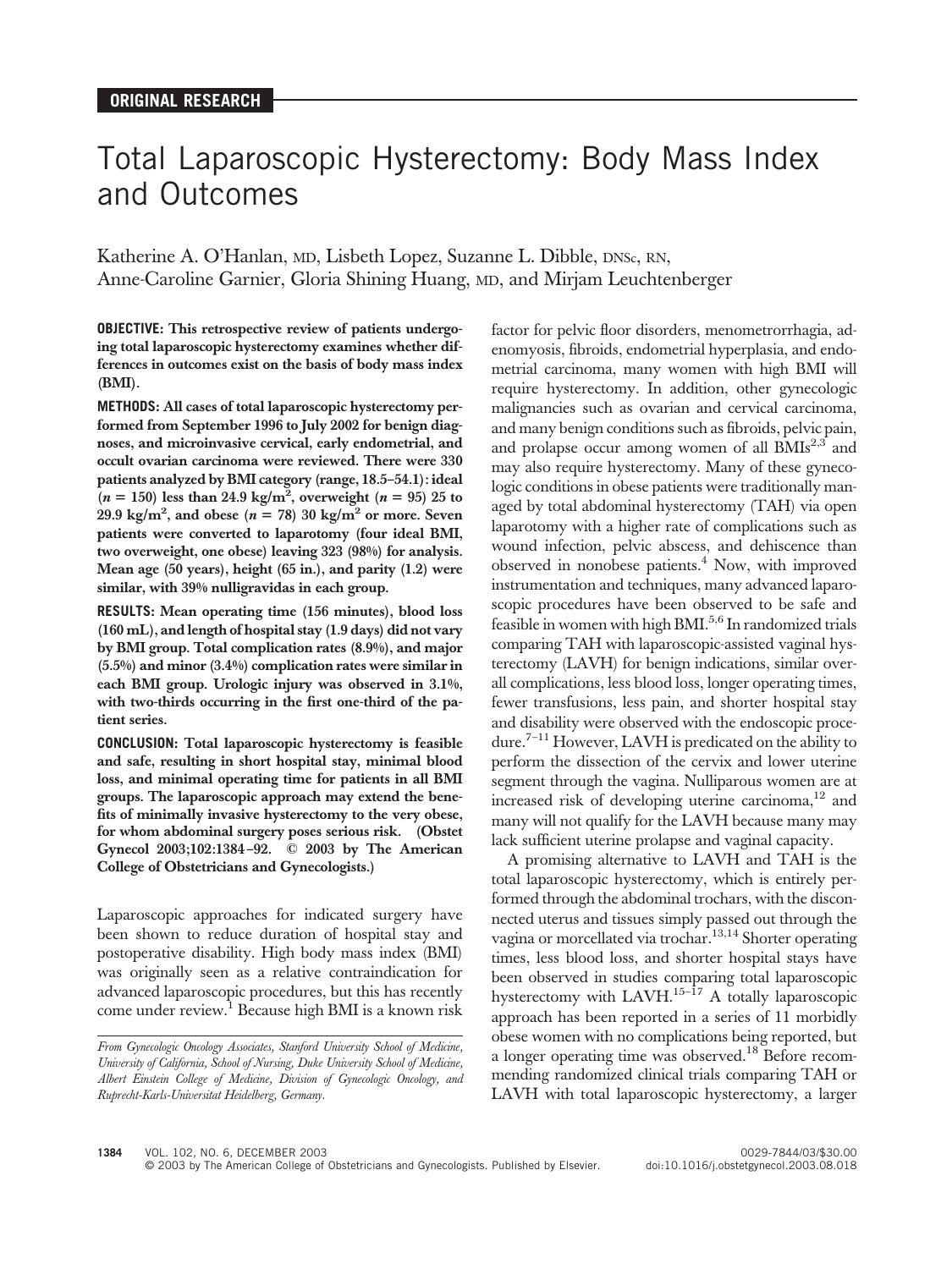ORIGINAL RESEARCH

# Total Laparoscopic Hysterectomy: Body Mass Index and Outcomes

Katherine A. O'Hanlan, MD, Lisbeth Lopez, Suzanne L. Dibble, DNSc, RN, Anne-Caroline Garnier, Gloria Shining Huang, MD, and Mirjam Leuchtenberger

**OBJECTIVE: This retrospective review of patients undergoing total laparoscopic hysterectomy examines whether differences in outcomes exist on the basis of body mass index (BMI).**

**METHODS: All cases of total laparoscopic hysterectomy performed from September 1996 to July 2002 for benign diagnoses, and microinvasive cervical, early endometrial, and occult ovarian carcinoma were reviewed. There were 330 patients analyzed by BMI category (range, 18.5–54.1): ideal ($n = 150$) less than 24.9 kg/m$^2$, overweight ($n = 95$) 25 to 29.9 kg/m$^2$, and obese ($n = 78$) 30 kg/m$^2$ or more. Seven patients were converted to laparotomy (four ideal BMI, two overweight, one obese) leaving 323 (98%) for analysis. Mean age (50 years), height (65 in.), and parity (1.2) were similar, with 39% nulligravidas in each group.**

**RESULTS: Mean operating time (156 minutes), blood loss (160 mL), and length of hospital stay (1.9 days) did not vary by BMI group. Total complication rates (8.9%), and major (5.5%) and minor (3.4%) complication rates were similar in each BMI group. Urologic injury was observed in 3.1%, with two-thirds occurring in the first one-third of the patient series.**

**CONCLUSION: Total laparoscopic hysterectomy is feasible and safe, resulting in short hospital stay, minimal blood loss, and minimal operating time for patients in all BMI groups. The laparoscopic approach may extend the benefits of minimally invasive hysterectomy to the very obese, for whom abdominal surgery poses serious risk. (Obstet Gynecol 2003;102:1384–92. © 2003 by The American College of Obstetricians and Gynecologists.)**

Laparoscopic approaches for indicated surgery have been shown to reduce duration of hospital stay and postoperative disability. High body mass index (BMI) was originally seen as a relative contraindication for advanced laparoscopic procedures, but this has recently come under review.[1] Because high BMI is a known risk factor for pelvic floor disorders, menometrorrhagia, adenomyosis, fibroids, endometrial hyperplasia, and endometrial carcinoma, many women with high BMI will require hysterectomy. In addition, other gynecologic malignancies such as ovarian and cervical carcinoma, and many benign conditions such as fibroids, pelvic pain, and prolapse occur among women of all BMIs[2,3] and may also require hysterectomy. Many of these gynecologic conditions in obese patients were traditionally managed by total abdominal hysterectomy (TAH) via open laparotomy with a higher rate of complications such as wound infection, pelvic abscess, and dehiscence than observed in nonobese patients.[4] Now, with improved instrumentation and techniques, many advanced laparoscopic procedures have been observed to be safe and feasible in women with high BMI.[5,6] In randomized trials comparing TAH with laparoscopic-assisted vaginal hysterectomy (LAVH) for benign indications, similar overall complications, less blood loss, longer operating times, fewer transfusions, less pain, and shorter hospital stay and disability were observed with the endoscopic procedure.[7–11] However, LAVH is predicated on the ability to perform the dissection of the cervix and lower uterine segment through the vagina. Nulliparous women are at increased risk of developing uterine carcinoma,[12] and many will not qualify for the LAVH because many may lack sufficient uterine prolapse and vaginal capacity.

A promising alternative to LAVH and TAH is the total laparoscopic hysterectomy, which is entirely performed through the abdominal trochars, with the disconnected uterus and tissues simply passed out through the vagina or morcellated via trochar.[13,14] Shorter operating times, less blood loss, and shorter hospital stays have been observed in studies comparing total laparoscopic hysterectomy with LAVH.[15–17] A totally laparoscopic approach has been reported in a series of 11 morbidly obese women with no complications being reported, but a longer operating time was observed.[18] Before recommending randomized clinical trials comparing TAH or LAVH with total laparoscopic hysterectomy, a larger

*From Gynecologic Oncology Associates, Stanford University School of Medicine, University of California, School of Nursing, Duke University School of Medicine, Albert Einstein College of Medicine, Division of Gynecologic Oncology, and Ruprecht-Karls-Universitat Heidelberg, Germany.*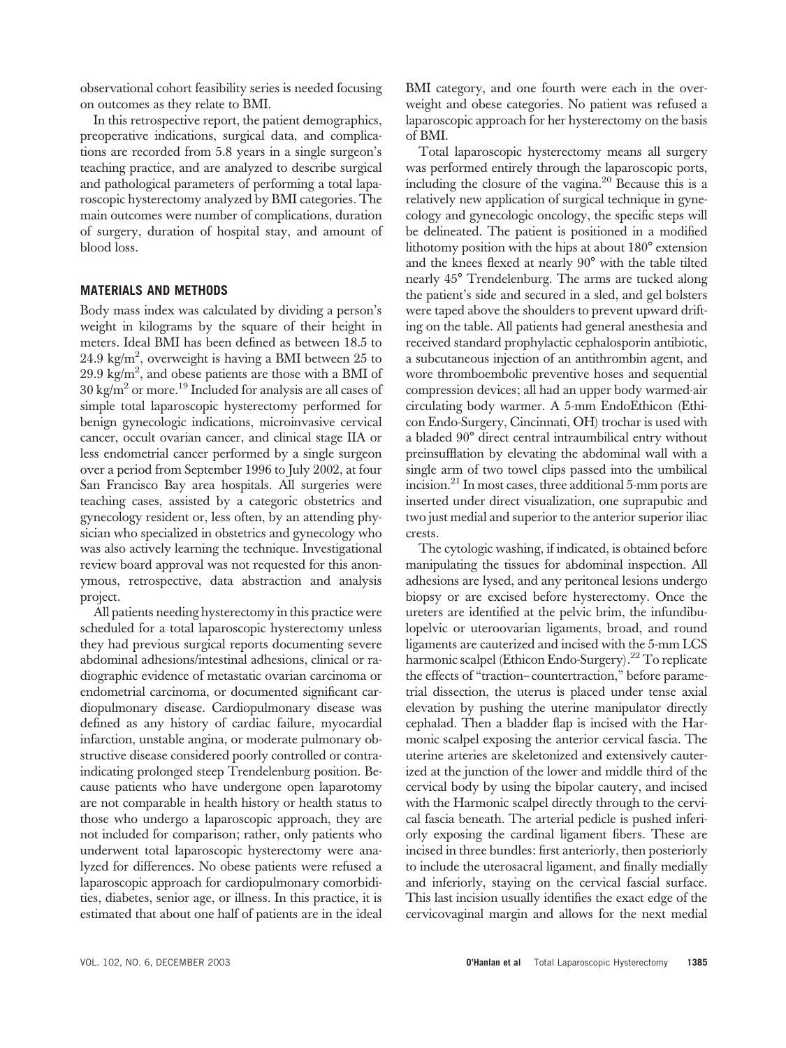observational cohort feasibility series is needed focusing on outcomes as they relate to BMI.

In this retrospective report, the patient demographics, preoperative indications, surgical data, and complications are recorded from 5.8 years in a single surgeon's teaching practice, and are analyzed to describe surgical and pathological parameters of performing a total laparoscopic hysterectomy analyzed by BMI categories. The main outcomes were number of complications, duration of surgery, duration of hospital stay, and amount of blood loss.

## MATERIALS AND METHODS

Body mass index was calculated by dividing a person's weight in kilograms by the square of their height in meters. Ideal BMI has been defined as between 18.5 to 24.9 $kg/m^2$, overweight is having a BMI between 25 to 29.9 $kg/m^2$, and obese patients are those with a BMI of 30 $kg/m^2$ or more.[19] Included for analysis are all cases of simple total laparoscopic hysterectomy performed for benign gynecologic indications, microinvasive cervical cancer, occult ovarian cancer, and clinical stage IIA or less endometrial cancer performed by a single surgeon over a period from September 1996 to July 2002, at four San Francisco Bay area hospitals. All surgeries were teaching cases, assisted by a categoric obstetrics and gynecology resident or, less often, by an attending physician who specialized in obstetrics and gynecology who was also actively learning the technique. Investigational review board approval was not requested for this anonymous, retrospective, data abstraction and analysis project.

All patients needing hysterectomy in this practice were scheduled for a total laparoscopic hysterectomy unless they had previous surgical reports documenting severe abdominal adhesions/intestinal adhesions, clinical or radiographic evidence of metastatic ovarian carcinoma or endometrial carcinoma, or documented significant cardiopulmonary disease. Cardiopulmonary disease was defined as any history of cardiac failure, myocardial infarction, unstable angina, or moderate pulmonary obstructive disease considered poorly controlled or contraindicating prolonged steep Trendelenburg position. Because patients who have undergone open laparotomy are not comparable in health history or health status to those who undergo a laparoscopic approach, they are not included for comparison; rather, only patients who underwent total laparoscopic hysterectomy were analyzed for differences. No obese patients were refused a laparoscopic approach for cardiopulmonary comorbidities, diabetes, senior age, or illness. In this practice, it is estimated that about one half of patients are in the ideal BMI category, and one fourth were each in the overweight and obese categories. No patient was refused a laparoscopic approach for her hysterectomy on the basis of BMI.

Total laparoscopic hysterectomy means all surgery was performed entirely through the laparoscopic ports, including the closure of the vagina.[20] Because this is a relatively new application of surgical technique in gynecology and gynecologic oncology, the specific steps will be delineated. The patient is positioned in a modified lithotomy position with the hips at about 180° extension and the knees flexed at nearly 90° with the table tilted nearly 45° Trendelenburg. The arms are tucked along the patient's side and secured in a sled, and gel bolsters were taped above the shoulders to prevent upward drifting on the table. All patients had general anesthesia and received standard prophylactic cephalosporin antibiotic, a subcutaneous injection of an antithrombin agent, and wore thromboembolic preventive hoses and sequential compression devices; all had an upper body warmed-air circulating body warmer. A 5-mm EndoEthicon (Ethicon Endo-Surgery, Cincinnati, OH) trochar is used with a bladed 90° direct central intraumbilical entry without preinsufflation by elevating the abdominal wall with a single arm of two towel clips passed into the umbilical incision.[21] In most cases, three additional 5-mm ports are inserted under direct visualization, one suprapubic and two just medial and superior to the anterior superior iliac crests.

The cytologic washing, if indicated, is obtained before manipulating the tissues for abdominal inspection. All adhesions are lysed, and any peritoneal lesions undergo biopsy or are excised before hysterectomy. Once the ureters are identified at the pelvic brim, the infundibulopelvic or uteroovarian ligaments, broad, and round ligaments are cauterized and incised with the 5-mm LCS harmonic scalpel (Ethicon Endo-Surgery).[22] To replicate the effects of "traction–countertraction," before parametrial dissection, the uterus is placed under tense axial elevation by pushing the uterine manipulator directly cephalad. Then a bladder flap is incised with the Harmonic scalpel exposing the anterior cervical fascia. The uterine arteries are skeletonized and extensively cauterized at the junction of the lower and middle third of the cervical body by using the bipolar cautery, and incised with the Harmonic scalpel directly through to the cervical fascia beneath. The arterial pedicle is pushed inferiorly exposing the cardinal ligament fibers. These are incised in three bundles: first anteriorly, then posteriorly to include the uterosacral ligament, and finally medially and inferiorly, staying on the cervical fascial surface. This last incision usually identifies the exact edge of the cervicovaginal margin and allows for the next medial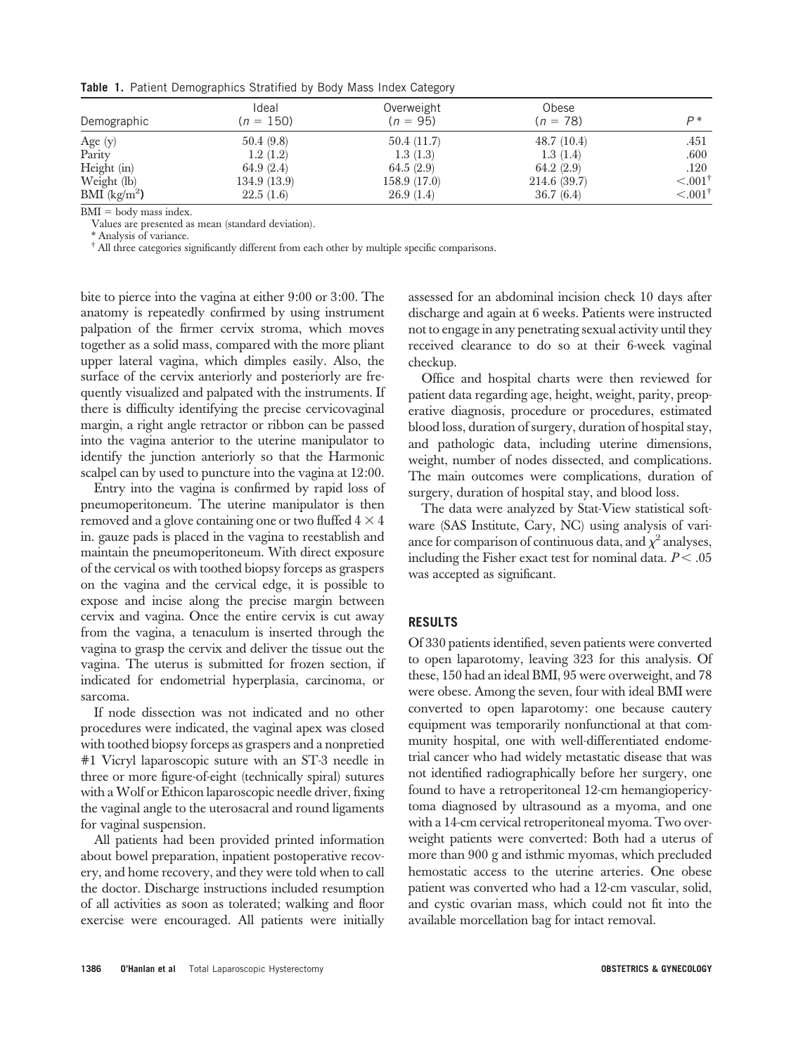**Table 1.** Patient Demographics Stratified by Body Mass Index Category

| Demographic | Ideal ($n = 150$) | Overweight ($n = 95$) | Obese ($n = 78$) | $P$* |
|---|---|---|---|---|
| Age (y) | 50.4 (9.8) | 50.4 (11.7) | 48.7 (10.4) | .451 |
| Parity | 1.2 (1.2) | 1.3 (1.3) | 1.3 (1.4) | .600 |
| Height (in) | 64.9 (2.4) | 64.5 (2.9) | 64.2 (2.9) | .120 |
| Weight (lb) | 134.9 (13.9) | 158.9 (17.0) | 214.6 (39.7) | <.001[†] |
| BMI (kg/m$^2$) | 22.5 (1.6) | 26.9 (1.4) | 36.7 (6.4) | <.001[†] |

BMI = body mass index.

Values are presented as mean (standard deviation).

* Analysis of variance.

† All three categories significantly different from each other by multiple specific comparisons.

bite to pierce into the vagina at either 9:00 or 3:00. The anatomy is repeatedly confirmed by using instrument palpation of the firmer cervix stroma, which moves together as a solid mass, compared with the more pliant upper lateral vagina, which dimples easily. Also, the surface of the cervix anteriorly and posteriorly are frequently visualized and palpated with the instruments. If there is difficulty identifying the precise cervicovaginal margin, a right angle retractor or ribbon can be passed into the vagina anterior to the uterine manipulator to identify the junction anteriorly so that the Harmonic scalpel can by used to puncture into the vagina at 12:00.

Entry into the vagina is confirmed by rapid loss of pneumoperitoneum. The uterine manipulator is then removed and a glove containing one or two fluffed $4 \times 4$ in. gauze pads is placed in the vagina to reestablish and maintain the pneumoperitoneum. With direct exposure of the cervical os with toothed biopsy forceps as graspers on the vagina and the cervical edge, it is possible to expose and incise along the precise margin between cervix and vagina. Once the entire cervix is cut away from the vagina, a tenaculum is inserted through the vagina to grasp the cervix and deliver the tissue out the vagina. The uterus is submitted for frozen section, if indicated for endometrial hyperplasia, carcinoma, or sarcoma.

If node dissection was not indicated and no other procedures were indicated, the vaginal apex was closed with toothed biopsy forceps as graspers and a nonpretied #1 Vicryl laparoscopic suture with an ST-3 needle in three or more figure-of-eight (technically spiral) sutures with a Wolf or Ethicon laparoscopic needle driver, fixing the vaginal angle to the uterosacral and round ligaments for vaginal suspension.

All patients had been provided printed information about bowel preparation, inpatient postoperative recovery, and home recovery, and they were told when to call the doctor. Discharge instructions included resumption of all activities as soon as tolerated; walking and floor exercise were encouraged. All patients were initially assessed for an abdominal incision check 10 days after discharge and again at 6 weeks. Patients were instructed not to engage in any penetrating sexual activity until they received clearance to do so at their 6-week vaginal checkup.

Office and hospital charts were then reviewed for patient data regarding age, height, weight, parity, preoperative diagnosis, procedure or procedures, estimated blood loss, duration of surgery, duration of hospital stay, and pathologic data, including uterine dimensions, weight, number of nodes dissected, and complications. The main outcomes were complications, duration of surgery, duration of hospital stay, and blood loss.

The data were analyzed by Stat-View statistical software (SAS Institute, Cary, NC) using analysis of variance for comparison of continuous data, and $\chi^2$ analyses, including the Fisher exact test for nominal data. $P < .05$ was accepted as significant.

## RESULTS

Of 330 patients identified, seven patients were converted to open laparotomy, leaving 323 for this analysis. Of these, 150 had an ideal BMI, 95 were overweight, and 78 were obese. Among the seven, four with ideal BMI were converted to open laparotomy: one because cautery equipment was temporarily nonfunctional at that community hospital, one with well-differentiated endometrial cancer who had widely metastatic disease that was not identified radiographically before her surgery, one found to have a retroperitoneal 12-cm hemangiopericytoma diagnosed by ultrasound as a myoma, and one with a 14-cm cervical retroperitoneal myoma. Two overweight patients were converted: Both had a uterus of more than 900 g and isthmic myomas, which precluded hemostatic access to the uterine arteries. One obese patient was converted who had a 12-cm vascular, solid, and cystic ovarian mass, which could not fit into the available morcellation bag for intact removal.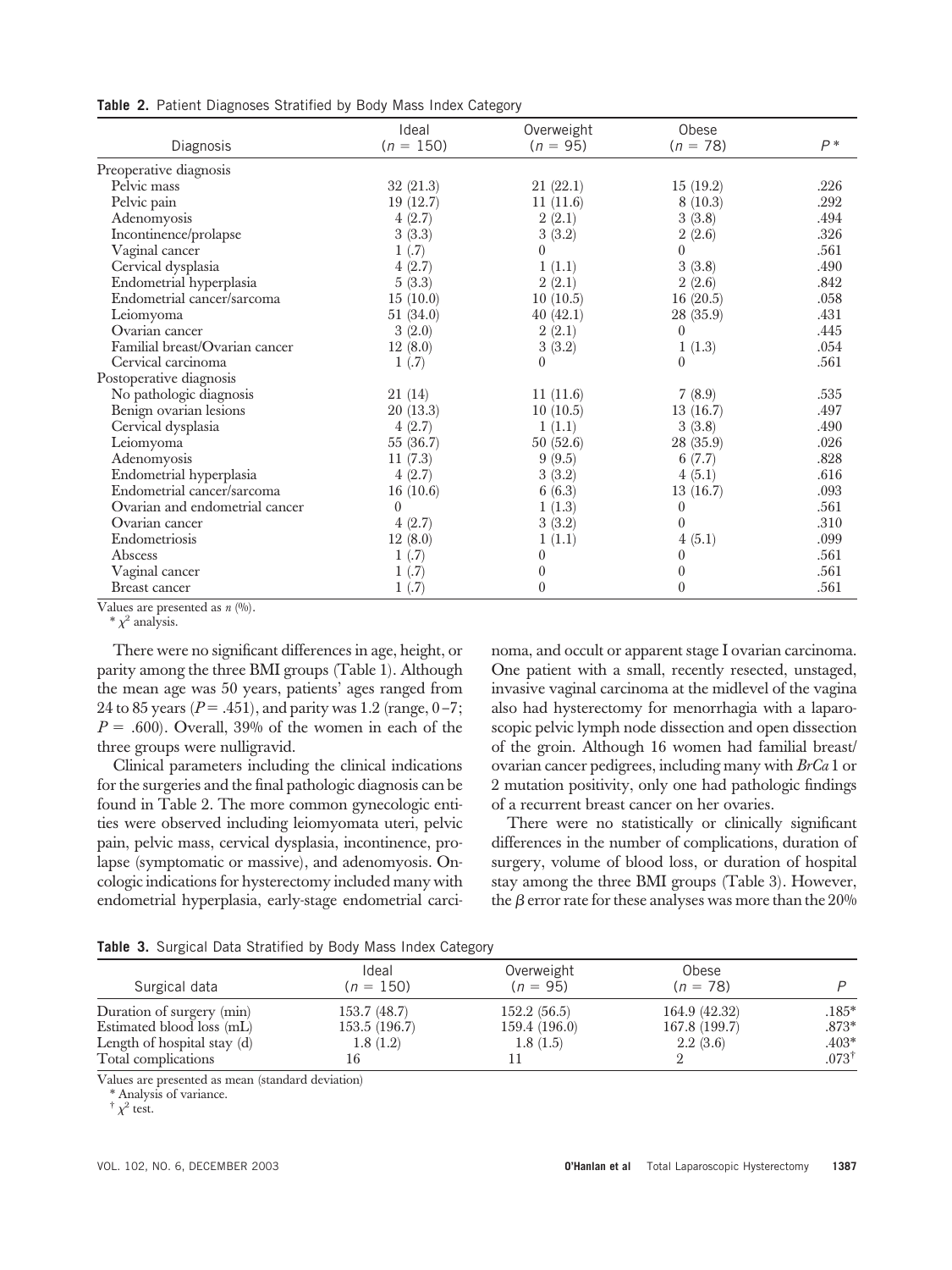**Table 2.** Patient Diagnoses Stratified by Body Mass Index Category

| Diagnosis | Ideal ($n$ = 150) | Overweight ($n$ = 95) | Obese ($n$ = 78) | $P$* |
|---|---|---|---|---|
| Preoperative diagnosis | | | | |
| Pelvic mass | 32 (21.3) | 21 (22.1) | 15 (19.2) | .226 |
| Pelvic pain | 19 (12.7) | 11 (11.6) | 8 (10.3) | .292 |
| Adenomyosis | 4 (2.7) | 2 (2.1) | 3 (3.8) | .494 |
| Incontinence/prolapse | 3 (3.3) | 3 (3.2) | 2 (2.6) | .326 |
| Vaginal cancer | 1 (.7) | 0 | 0 | .561 |
| Cervical dysplasia | 4 (2.7) | 1 (1.1) | 3 (3.8) | .490 |
| Endometrial hyperplasia | 5 (3.3) | 2 (2.1) | 2 (2.6) | .842 |
| Endometrial cancer/sarcoma | 15 (10.0) | 10 (10.5) | 16 (20.5) | .058 |
| Leiomyoma | 51 (34.0) | 40 (42.1) | 28 (35.9) | .431 |
| Ovarian cancer | 3 (2.0) | 2 (2.1) | 0 | .445 |
| Familial breast/Ovarian cancer | 12 (8.0) | 3 (3.2) | 1 (1.3) | .054 |
| Cervical carcinoma | 1 (.7) | 0 | 0 | .561 |
| Postoperative diagnosis | | | | |
| No pathologic diagnosis | 21 (14) | 11 (11.6) | 7 (8.9) | .535 |
| Benign ovarian lesions | 20 (13.3) | 10 (10.5) | 13 (16.7) | .497 |
| Cervical dysplasia | 4 (2.7) | 1 (1.1) | 3 (3.8) | .490 |
| Leiomyoma | 55 (36.7) | 50 (52.6) | 28 (35.9) | .026 |
| Adenomyosis | 11 (7.3) | 9 (9.5) | 6 (7.7) | .828 |
| Endometrial hyperplasia | 4 (2.7) | 3 (3.2) | 4 (5.1) | .616 |
| Endometrial cancer/sarcoma | 16 (10.6) | 6 (6.3) | 13 (16.7) | .093 |
| Ovarian and endometrial cancer | 0 | 1 (1.3) | 0 | .561 |
| Ovarian cancer | 4 (2.7) | 3 (3.2) | 0 | .310 |
| Endometriosis | 12 (8.0) | 1 (1.1) | 4 (5.1) | .099 |
| Abscess | 1 (.7) | 0 | 0 | .561 |
| Vaginal cancer | 1 (.7) | 0 | 0 | .561 |
| Breast cancer | 1 (.7) | 0 | 0 | .561 |

Values are presented as $n$ (%).

* $\chi^2$ analysis.

There were no significant differences in age, height, or parity among the three BMI groups (Table 1). Although the mean age was 50 years, patients' ages ranged from 24 to 85 years ($P$ = .451), and parity was 1.2 (range, 0–7; $P$ = .600). Overall, 39% of the women in each of the three groups were nulligravid.

Clinical parameters including the clinical indications for the surgeries and the final pathologic diagnosis can be found in Table 2. The more common gynecologic entities were observed including leiomyomata uteri, pelvic pain, pelvic mass, cervical dysplasia, incontinence, prolapse (symptomatic or massive), and adenomyosis. Oncologic indications for hysterectomy included many with endometrial hyperplasia, early-stage endometrial carcinoma, and occult or apparent stage I ovarian carcinoma. One patient with a small, recently resected, unstaged, invasive vaginal carcinoma at the midlevel of the vagina also had hysterectomy for menorrhagia with a laparoscopic pelvic lymph node dissection and open dissection of the groin. Although 16 women had familial breast/ovarian cancer pedigrees, including many with *BrCa* 1 or 2 mutation positivity, only one had pathologic findings of a recurrent breast cancer on her ovaries.

There were no statistically or clinically significant differences in the number of complications, duration of surgery, volume of blood loss, or duration of hospital stay among the three BMI groups (Table 3). However, the $\beta$ error rate for these analyses was more than the 20%

**Table 3.** Surgical Data Stratified by Body Mass Index Category

| Surgical data | Ideal ($n$ = 150) | Overweight ($n$ = 95) | Obese ($n$ = 78) | $P$ |
|---|---|---|---|---|
| Duration of surgery (min) | 153.7 (48.7) | 152.2 (56.5) | 164.9 (42.32) | .185* |
| Estimated blood loss (mL) | 153.5 (196.7) | 159.4 (196.0) | 167.8 (199.7) | .873* |
| Length of hospital stay (d) | 1.8 (1.2) | 1.8 (1.5) | 2.2 (3.6) | .403* |
| Total complications | 16 | 11 | 2 | .073[†] |

Values are presented as mean (standard deviation)

* Analysis of variance.

[†] $\chi^2$ test.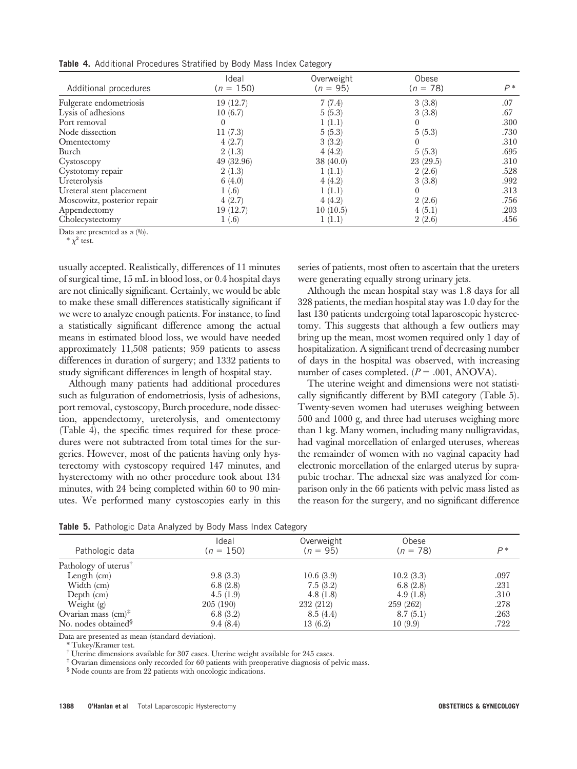**Table 4.** Additional Procedures Stratified by Body Mass Index Category

| Additional procedures | Ideal ($n$ = 150) | Overweight ($n$ = 95) | Obese ($n$ = 78) | $P$* |
|---|---|---|---|---|
| Fulgerate endometriosis | 19 (12.7) | 7 (7.4) | 3 (3.8) | .07 |
| Lysis of adhesions | 10 (6.7) | 5 (5.3) | 3 (3.8) | .67 |
| Port removal | 0 | 1 (1.1) | 0 | .300 |
| Node dissection | 11 (7.3) | 5 (5.3) | 5 (5.3) | .730 |
| Omentectomy | 4 (2.7) | 3 (3.2) | 0 | .310 |
| Burch | 2 (1.3) | 4 (4.2) | 5 (5.3) | .695 |
| Cystoscopy | 49 (32.96) | 38 (40.0) | 23 (29.5) | .310 |
| Cystotomy repair | 2 (1.3) | 1 (1.1) | 2 (2.6) | .528 |
| Ureterolysis | 6 (4.0) | 4 (4.2) | 3 (3.8) | .992 |
| Ureteral stent placement | 1 (.6) | 1 (1.1) | 0 | .313 |
| Moscowitz, posterior repair | 4 (2.7) | 4 (4.2) | 2 (2.6) | .756 |
| Appendectomy | 19 (12.7) | 10 (10.5) | 4 (5.1) | .203 |
| Cholecystectomy | 1 (.6) | 1 (1.1) | 2 (2.6) | .456 |

Data are presented as $n$ (%).

* $\chi^2$ test.

usually accepted. Realistically, differences of 11 minutes of surgical time, 15 mL in blood loss, or 0.4 hospital days are not clinically significant. Certainly, we would be able to make these small differences statistically significant if we were to analyze enough patients. For instance, to find a statistically significant difference among the actual means in estimated blood loss, we would have needed approximately 11,508 patients; 959 patients to assess differences in duration of surgery; and 1332 patients to study significant differences in length of hospital stay.

Although many patients had additional procedures such as fulguration of endometriosis, lysis of adhesions, port removal, cystoscopy, Burch procedure, node dissection, appendectomy, ureterolysis, and omentectomy (Table 4), the specific times required for these procedures were not subtracted from total times for the surgeries. However, most of the patients having only hysterectomy with cystoscopy required 147 minutes, and hysterectomy with no other procedure took about 134 minutes, with 24 being completed within 60 to 90 minutes. We performed many cystoscopies early in this series of patients, most often to ascertain that the ureters were generating equally strong urinary jets.

Although the mean hospital stay was 1.8 days for all 328 patients, the median hospital stay was 1.0 day for the last 130 patients undergoing total laparoscopic hysterectomy. This suggests that although a few outliers may bring up the mean, most women required only 1 day of hospitalization. A significant trend of decreasing number of days in the hospital was observed, with increasing number of cases completed. ($P$ = .001, ANOVA).

The uterine weight and dimensions were not statistically significantly different by BMI category (Table 5). Twenty-seven women had uteruses weighing between 500 and 1000 g, and three had uteruses weighing more than 1 kg. Many women, including many nulligravidas, had vaginal morcellation of enlarged uteruses, whereas the remainder of women with no vaginal capacity had electronic morcellation of the enlarged uterus by suprapubic trochar. The adnexal size was analyzed for comparison only in the 66 patients with pelvic mass listed as the reason for the surgery, and no significant difference

**Table 5.** Pathologic Data Analyzed by Body Mass Index Category

| Pathologic data | Ideal ($n$ = 150) | Overweight ($n$ = 95) | Obese ($n$ = 78) | $P$* |
|---|---|---|---|---|
| Pathology of uterus[†] | | | | |
| Length (cm) | 9.8 (3.3) | 10.6 (3.9) | 10.2 (3.3) | .097 |
| Width (cm) | 6.8 (2.8) | 7.5 (3.2) | 6.8 (2.8) | .231 |
| Depth (cm) | 4.5 (1.9) | 4.8 (1.8) | 4.9 (1.8) | .310 |
| Weight (g) | 205 (190) | 232 (212) | 259 (262) | .278 |
| Ovarian mass (cm)[‡] | 6.8 (3.2) | 8.5 (4.4) | 8.7 (5.1) | .263 |
| No. nodes obtained[§] | 9.4 (8.4) | 13 (6.2) | 10 (9.9) | .722 |

Data are presented as mean (standard deviation).

* Tukey/Kramer test.

† Uterine dimensions available for 307 cases. Uterine weight available for 245 cases.

‡ Ovarian dimensions only recorded for 60 patients with preoperative diagnosis of pelvic mass.

§ Node counts are from 22 patients with oncologic indications.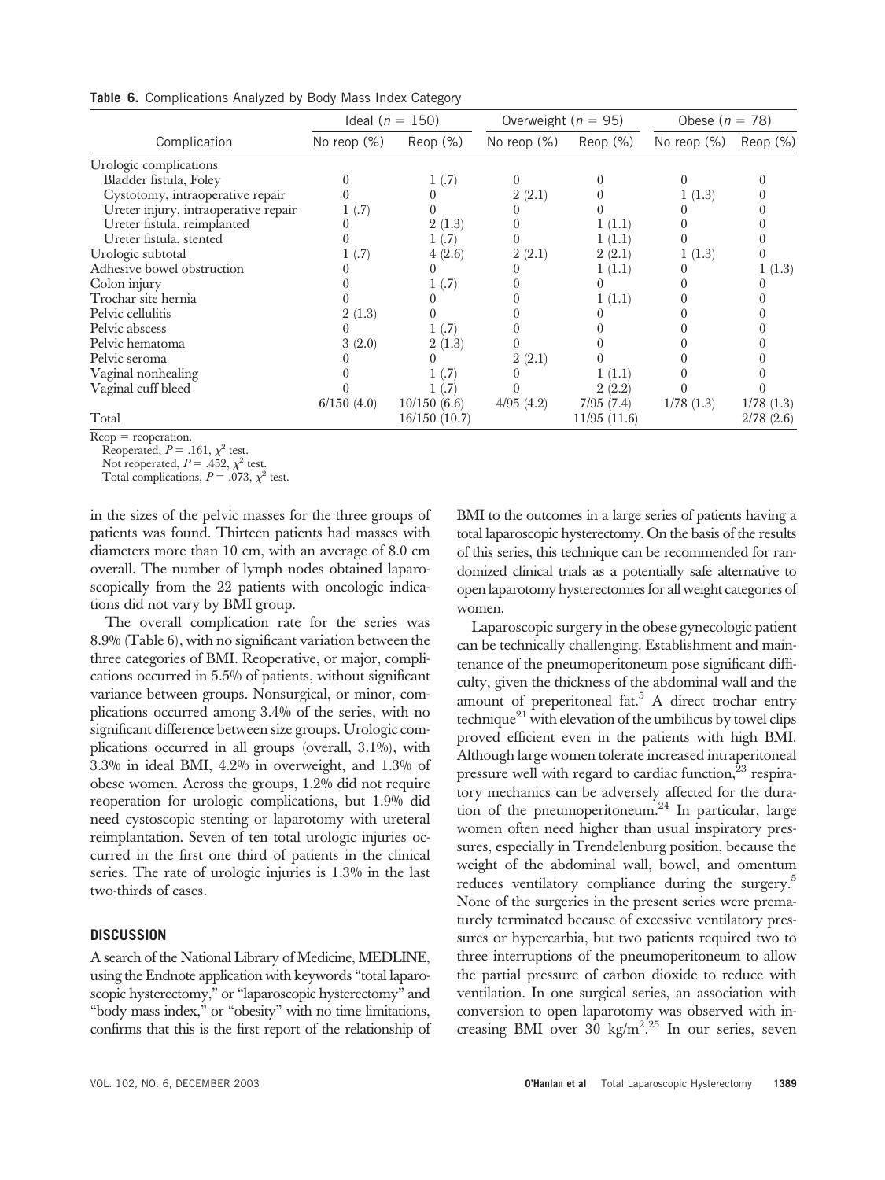**Table 6.** Complications Analyzed by Body Mass Index Category

| Complication | Ideal ($n$ = 150) | | Overweight ($n$ = 95) | | Obese ($n$ = 78) | |
|---|---|---|---|---|---|---|
| | No reop (%) | Reop (%) | No reop (%) | Reop (%) | No reop (%) | Reop (%) |
| Urologic complications | | | | | | |
| Bladder fistula, Foley | 0 | 1 (.7) | 0 | 0 | 0 | 0 |
| Cystotomy, intraoperative repair | 0 | 0 | 2 (2.1) | 0 | 1 (1.3) | 0 |
| Ureter injury, intraoperative repair | 1 (.7) | 0 | 0 | 0 | 0 | 0 |
| Ureter fistula, reimplanted | 0 | 2 (1.3) | 0 | 1 (1.1) | 0 | 0 |
| Ureter fistula, stented | 0 | 1 (.7) | 0 | 1 (1.1) | 0 | 0 |
| Urologic subtotal | 1 (.7) | 4 (2.6) | 2 (2.1) | 2 (2.1) | 1 (1.3) | 0 |
| Adhesive bowel obstruction | 0 | 0 | 0 | 1 (1.1) | 0 | 1 (1.3) |
| Colon injury | 0 | 1 (.7) | 0 | 0 | 0 | 0 |
| Trochar site hernia | 0 | 0 | 0 | 1 (1.1) | 0 | 0 |
| Pelvic cellulitis | 2 (1.3) | 0 | 0 | 0 | 0 | 0 |
| Pelvic abscess | 0 | 1 (.7) | 0 | 0 | 0 | 0 |
| Pelvic hematoma | 3 (2.0) | 2 (1.3) | 0 | 0 | 0 | 0 |
| Pelvic seroma | 0 | 0 | 2 (2.1) | 0 | 0 | 0 |
| Vaginal nonhealing | 0 | 1 (.7) | 0 | 1 (1.1) | 0 | 0 |
| Vaginal cuff bleed | 0 | 1 (.7) | 0 | 2 (2.2) | 0 | 0 |
| | 6/150 (4.0) | 10/150 (6.6) | 4/95 (4.2) | 7/95 (7.4) | 1/78 (1.3) | 1/78 (1.3) |
| Total | | 16/150 (10.7) | | 11/95 (11.6) | | 2/78 (2.6) |

Reop = reoperation.
Reoperated, $P = .161$, $\chi^2$ test.
Not reoperated, $P = .452$, $\chi^2$ test.
Total complications, $P = .073$, $\chi^2$ test.

in the sizes of the pelvic masses for the three groups of patients was found. Thirteen patients had masses with diameters more than 10 cm, with an average of 8.0 cm overall. The number of lymph nodes obtained laparoscopically from the 22 patients with oncologic indications did not vary by BMI group.

The overall complication rate for the series was 8.9% (Table 6), with no significant variation between the three categories of BMI. Reoperative, or major, complications occurred in 5.5% of patients, without significant variance between groups. Nonsurgical, or minor, complications occurred among 3.4% of the series, with no significant difference between size groups. Urologic complications occurred in all groups (overall, 3.1%), with 3.3% in ideal BMI, 4.2% in overweight, and 1.3% of obese women. Across the groups, 1.2% did not require reoperation for urologic complications, but 1.9% did need cystoscopic stenting or laparotomy with ureteral reimplantation. Seven of ten total urologic injuries occurred in the first one third of patients in the clinical series. The rate of urologic injuries is 1.3% in the last two-thirds of cases.

## DISCUSSION

A search of the National Library of Medicine, MEDLINE, using the Endnote application with keywords "total laparoscopic hysterectomy," or "laparoscopic hysterectomy" and "body mass index," or "obesity" with no time limitations, confirms that this is the first report of the relationship of BMI to the outcomes in a large series of patients having a total laparoscopic hysterectomy. On the basis of the results of this series, this technique can be recommended for randomized clinical trials as a potentially safe alternative to open laparotomy hysterectomies for all weight categories of women.

Laparoscopic surgery in the obese gynecologic patient can be technically challenging. Establishment and maintenance of the pneumoperitoneum pose significant difficulty, given the thickness of the abdominal wall and the amount of preperitoneal fat.[5] A direct trochar entry technique[21] with elevation of the umbilicus by towel clips proved efficient even in the patients with high BMI. Although large women tolerate increased intraperitoneal pressure well with regard to cardiac function,[23] respiratory mechanics can be adversely affected for the duration of the pneumoperitoneum.[24] In particular, large women often need higher than usual inspiratory pressures, especially in Trendelenburg position, because the weight of the abdominal wall, bowel, and omentum reduces ventilatory compliance during the surgery.[5] None of the surgeries in the present series were prematurely terminated because of excessive ventilatory pressures or hypercarbia, but two patients required two to three interruptions of the pneumoperitoneum to allow the partial pressure of carbon dioxide to reduce with ventilation. In one surgical series, an association with conversion to open laparotomy was observed with increasing BMI over 30 kg/m$^2$.[25] In our series, seven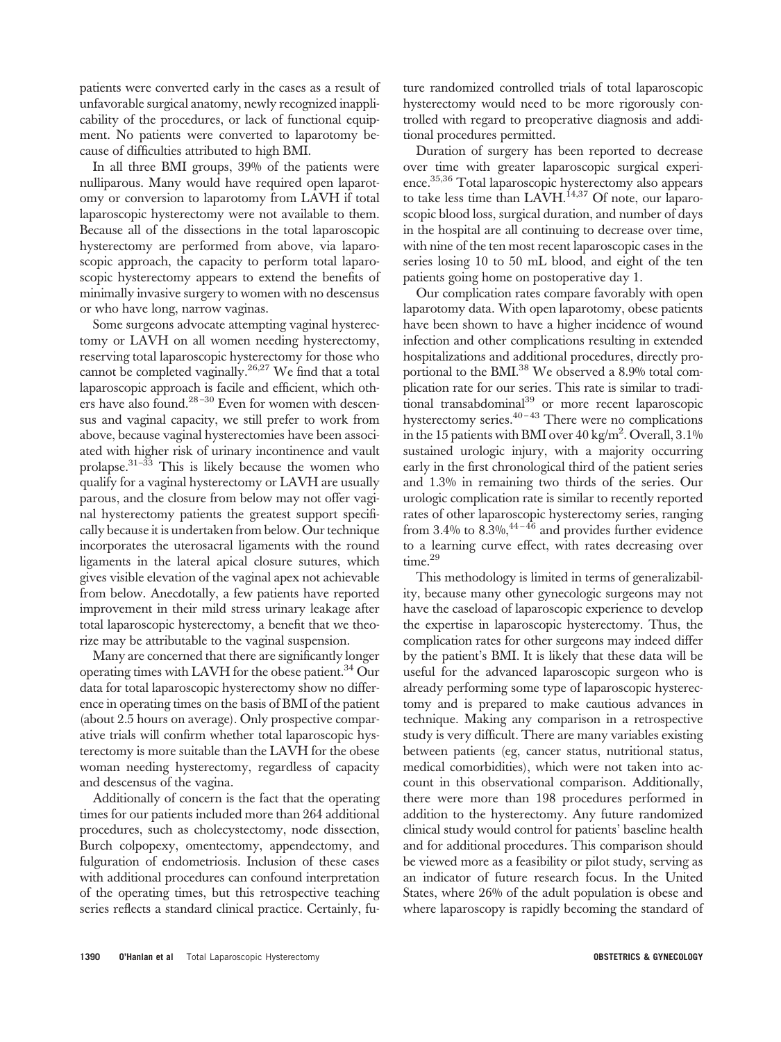patients were converted early in the cases as a result of unfavorable surgical anatomy, newly recognized inapplicability of the procedures, or lack of functional equipment. No patients were converted to laparotomy because of difficulties attributed to high BMI.

In all three BMI groups, 39% of the patients were nulliparous. Many would have required open laparotomy or conversion to laparotomy from LAVH if total laparoscopic hysterectomy were not available to them. Because all of the dissections in the total laparoscopic hysterectomy are performed from above, via laparoscopic approach, the capacity to perform total laparoscopic hysterectomy appears to extend the benefits of minimally invasive surgery to women with no descensus or who have long, narrow vaginas.

Some surgeons advocate attempting vaginal hysterectomy or LAVH on all women needing hysterectomy, reserving total laparoscopic hysterectomy for those who cannot be completed vaginally.[26,27] We find that a total laparoscopic approach is facile and efficient, which others have also found.[28–30] Even for women with descensus and vaginal capacity, we still prefer to work from above, because vaginal hysterectomies have been associated with higher risk of urinary incontinence and vault prolapse.[31–33] This is likely because the women who qualify for a vaginal hysterectomy or LAVH are usually parous, and the closure from below may not offer vaginal hysterectomy patients the greatest support specifically because it is undertaken from below. Our technique incorporates the uterosacral ligaments with the round ligaments in the lateral apical closure sutures, which gives visible elevation of the vaginal apex not achievable from below. Anecdotally, a few patients have reported improvement in their mild stress urinary leakage after total laparoscopic hysterectomy, a benefit that we theorize may be attributable to the vaginal suspension.

Many are concerned that there are significantly longer operating times with LAVH for the obese patient.[34] Our data for total laparoscopic hysterectomy show no difference in operating times on the basis of BMI of the patient (about 2.5 hours on average). Only prospective comparative trials will confirm whether total laparoscopic hysterectomy is more suitable than the LAVH for the obese woman needing hysterectomy, regardless of capacity and descensus of the vagina.

Additionally of concern is the fact that the operating times for our patients included more than 264 additional procedures, such as cholecystectomy, node dissection, Burch colpopexy, omentectomy, appendectomy, and fulguration of endometriosis. Inclusion of these cases with additional procedures can confound interpretation of the operating times, but this retrospective teaching series reflects a standard clinical practice. Certainly, future randomized controlled trials of total laparoscopic hysterectomy would need to be more rigorously controlled with regard to preoperative diagnosis and additional procedures permitted.

Duration of surgery has been reported to decrease over time with greater laparoscopic surgical experience.[35,36] Total laparoscopic hysterectomy also appears to take less time than LAVH.[14,37] Of note, our laparoscopic blood loss, surgical duration, and number of days in the hospital are all continuing to decrease over time, with nine of the ten most recent laparoscopic cases in the series losing 10 to 50 mL blood, and eight of the ten patients going home on postoperative day 1.

Our complication rates compare favorably with open laparotomy data. With open laparotomy, obese patients have been shown to have a higher incidence of wound infection and other complications resulting in extended hospitalizations and additional procedures, directly proportional to the BMI.[38] We observed a 8.9% total complication rate for our series. This rate is similar to traditional transabdominal[39] or more recent laparoscopic hysterectomy series.[40–43] There were no complications in the 15 patients with BMI over 40 kg/m$^2$. Overall, 3.1% sustained urologic injury, with a majority occurring early in the first chronological third of the patient series and 1.3% in remaining two thirds of the series. Our urologic complication rate is similar to recently reported rates of other laparoscopic hysterectomy series, ranging from 3.4% to 8.3%,[44–46] and provides further evidence to a learning curve effect, with rates decreasing over time.[29]

This methodology is limited in terms of generalizability, because many other gynecologic surgeons may not have the caseload of laparoscopic experience to develop the expertise in laparoscopic hysterectomy. Thus, the complication rates for other surgeons may indeed differ by the patient's BMI. It is likely that these data will be useful for the advanced laparoscopic surgeon who is already performing some type of laparoscopic hysterectomy and is prepared to make cautious advances in technique. Making any comparison in a retrospective study is very difficult. There are many variables existing between patients (eg, cancer status, nutritional status, medical comorbidities), which were not taken into account in this observational comparison. Additionally, there were more than 198 procedures performed in addition to the hysterectomy. Any future randomized clinical study would control for patients' baseline health and for additional procedures. This comparison should be viewed more as a feasibility or pilot study, serving as an indicator of future research focus. In the United States, where 26% of the adult population is obese and where laparoscopy is rapidly becoming the standard of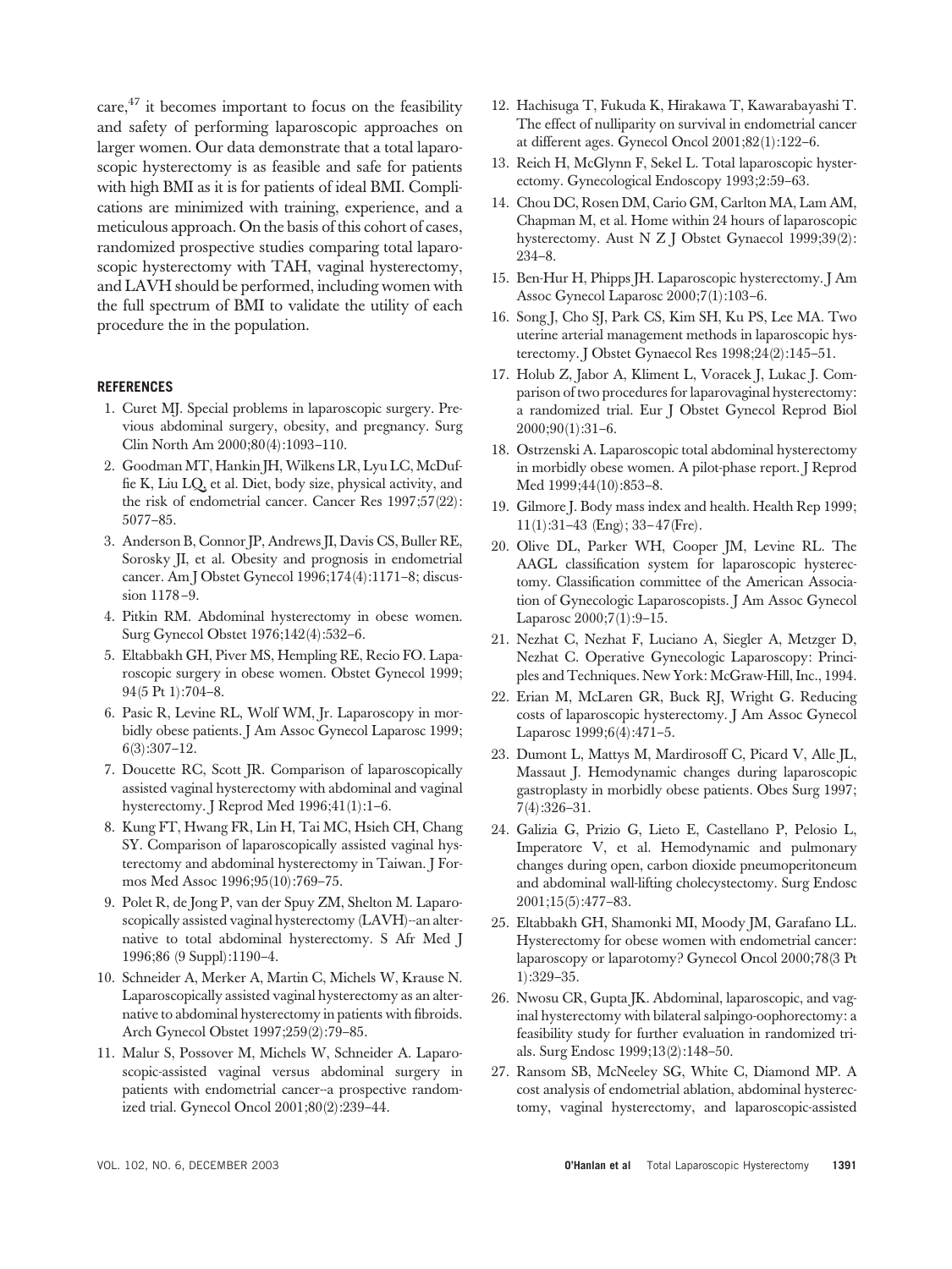care,[47] it becomes important to focus on the feasibility and safety of performing laparoscopic approaches on larger women. Our data demonstrate that a total laparoscopic hysterectomy is as feasible and safe for patients with high BMI as it is for patients of ideal BMI. Complications are minimized with training, experience, and a meticulous approach. On the basis of this cohort of cases, randomized prospective studies comparing total laparoscopic hysterectomy with TAH, vaginal hysterectomy, and LAVH should be performed, including women with the full spectrum of BMI to validate the utility of each procedure the in the population.

## REFERENCES

1. Curet MJ. Special problems in laparoscopic surgery. Previous abdominal surgery, obesity, and pregnancy. Surg Clin North Am 2000;80(4):1093–110.
2. Goodman MT, Hankin JH, Wilkens LR, Lyu LC, McDuffie K, Liu LQ, et al. Diet, body size, physical activity, and the risk of endometrial cancer. Cancer Res 1997;57(22):5077–85.
3. Anderson B, Connor JP, Andrews JI, Davis CS, Buller RE, Sorosky JI, et al. Obesity and prognosis in endometrial cancer. Am J Obstet Gynecol 1996;174(4):1171–8; discussion 1178–9.
4. Pitkin RM. Abdominal hysterectomy in obese women. Surg Gynecol Obstet 1976;142(4):532–6.
5. Eltabbakh GH, Piver MS, Hempling RE, Recio FO. Laparoscopic surgery in obese women. Obstet Gynecol 1999;94(5 Pt 1):704–8.
6. Pasic R, Levine RL, Wolf WM, Jr. Laparoscopy in morbidly obese patients. J Am Assoc Gynecol Laparosc 1999;6(3):307–12.
7. Doucette RC, Scott JR. Comparison of laparoscopically assisted vaginal hysterectomy with abdominal and vaginal hysterectomy. J Reprod Med 1996;41(1):1–6.
8. Kung FT, Hwang FR, Lin H, Tai MC, Hsieh CH, Chang SY. Comparison of laparoscopically assisted vaginal hysterectomy and abdominal hysterectomy in Taiwan. J Formos Med Assoc 1996;95(10):769–75.
9. Polet R, de Jong P, van der Spuy ZM, Shelton M. Laparoscopically assisted vaginal hysterectomy (LAVH)--an alternative to total abdominal hysterectomy. S Afr Med J 1996;86 (9 Suppl):1190–4.
10. Schneider A, Merker A, Martin C, Michels W, Krause N. Laparoscopically assisted vaginal hysterectomy as an alternative to abdominal hysterectomy in patients with fibroids. Arch Gynecol Obstet 1997;259(2):79–85.
11. Malur S, Possover M, Michels W, Schneider A. Laparoscopic-assisted vaginal versus abdominal surgery in patients with endometrial cancer--a prospective randomized trial. Gynecol Oncol 2001;80(2):239–44.
12. Hachisuga T, Fukuda K, Hirakawa T, Kawarabayashi T. The effect of nulliparity on survival in endometrial cancer at different ages. Gynecol Oncol 2001;82(1):122–6.
13. Reich H, McGlynn F, Sekel L. Total laparoscopic hysterectomy. Gynecological Endoscopy 1993;2:59–63.
14. Chou DC, Rosen DM, Cario GM, Carlton MA, Lam AM, Chapman M, et al. Home within 24 hours of laparoscopic hysterectomy. Aust N Z J Obstet Gynaecol 1999;39(2):234–8.
15. Ben-Hur H, Phipps JH. Laparoscopic hysterectomy. J Am Assoc Gynecol Laparosc 2000;7(1):103–6.
16. Song J, Cho SJ, Park CS, Kim SH, Ku PS, Lee MA. Two uterine arterial management methods in laparoscopic hysterectomy. J Obstet Gynaecol Res 1998;24(2):145–51.
17. Holub Z, Jabor A, Kliment L, Voracek J, Lukac J. Comparison of two procedures for laparovaginal hysterectomy: a randomized trial. Eur J Obstet Gynecol Reprod Biol 2000;90(1):31–6.
18. Ostrzenski A. Laparoscopic total abdominal hysterectomy in morbidly obese women. A pilot-phase report. J Reprod Med 1999;44(10):853–8.
19. Gilmore J. Body mass index and health. Health Rep 1999;11(1):31–43 (Eng); 33–47(Fre).
20. Olive DL, Parker WH, Cooper JM, Levine RL. The AAGL classification system for laparoscopic hysterectomy. Classification committee of the American Association of Gynecologic Laparoscopists. J Am Assoc Gynecol Laparosc 2000;7(1):9–15.
21. Nezhat C, Nezhat F, Luciano A, Siegler A, Metzger D, Nezhat C. Operative Gynecologic Laparoscopy: Principles and Techniques. New York: McGraw-Hill, Inc., 1994.
22. Erian M, McLaren GR, Buck RJ, Wright G. Reducing costs of laparoscopic hysterectomy. J Am Assoc Gynecol Laparosc 1999;6(4):471–5.
23. Dumont L, Mattys M, Mardirosoff C, Picard V, Alle JL, Massaut J. Hemodynamic changes during laparoscopic gastroplasty in morbidly obese patients. Obes Surg 1997;7(4):326–31.
24. Galizia G, Prizio G, Lieto E, Castellano P, Pelosio L, Imperatore V, et al. Hemodynamic and pulmonary changes during open, carbon dioxide pneumoperitoneum and abdominal wall-lifting cholecystectomy. Surg Endosc 2001;15(5):477–83.
25. Eltabbakh GH, Shamonki MI, Moody JM, Garafano LL. Hysterectomy for obese women with endometrial cancer: laparoscopy or laparotomy? Gynecol Oncol 2000;78(3 Pt 1):329–35.
26. Nwosu CR, Gupta JK. Abdominal, laparoscopic, and vaginal hysterectomy with bilateral salpingo-oophorectomy: a feasibility study for further evaluation in randomized trials. Surg Endosc 1999;13(2):148–50.
27. Ransom SB, McNeeley SG, White C, Diamond MP. A cost analysis of endometrial ablation, abdominal hysterectomy, vaginal hysterectomy, and laparoscopic-assisted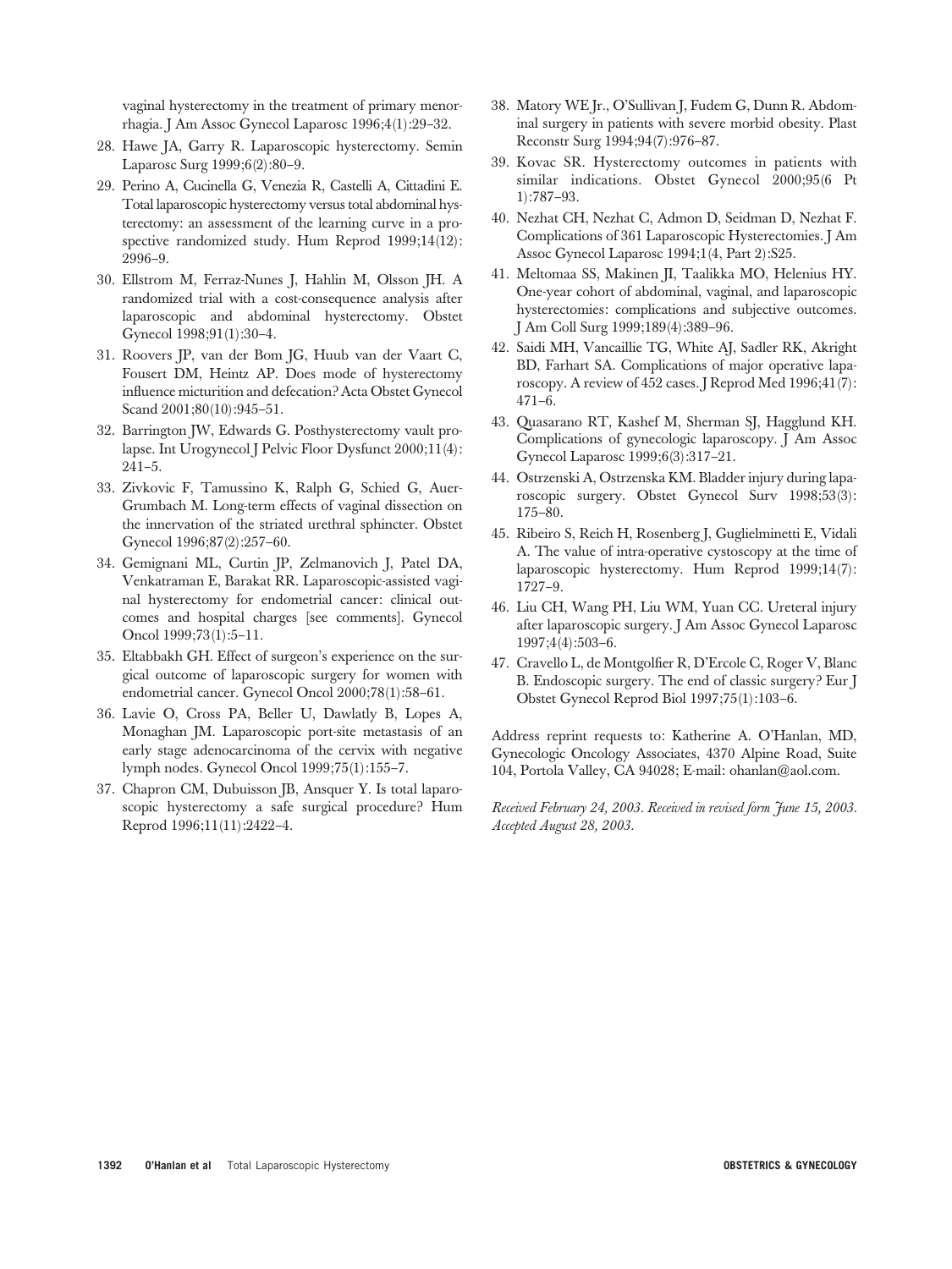vaginal hysterectomy in the treatment of primary menorrhagia. J Am Assoc Gynecol Laparosc 1996;4(1):29–32.

28. Hawe JA, Garry R. Laparoscopic hysterectomy. Semin Laparosc Surg 1999;6(2):80–9.
29. Perino A, Cucinella G, Venezia R, Castelli A, Cittadini E. Total laparoscopic hysterectomy versus total abdominal hysterectomy: an assessment of the learning curve in a prospective randomized study. Hum Reprod 1999;14(12):2996–9.
30. Ellstrom M, Ferraz-Nunes J, Hahlin M, Olsson JH. A randomized trial with a cost-consequence analysis after laparoscopic and abdominal hysterectomy. Obstet Gynecol 1998;91(1):30–4.
31. Roovers JP, van der Bom JG, Huub van der Vaart C, Fousert DM, Heintz AP. Does mode of hysterectomy influence micturition and defecation? Acta Obstet Gynecol Scand 2001;80(10):945–51.
32. Barrington JW, Edwards G. Posthysterectomy vault prolapse. Int Urogynecol J Pelvic Floor Dysfunct 2000;11(4):241–5.
33. Zivkovic F, Tamussino K, Ralph G, Schied G, Auer-Grumbach M. Long-term effects of vaginal dissection on the innervation of the striated urethral sphincter. Obstet Gynecol 1996;87(2):257–60.
34. Gemignani ML, Curtin JP, Zelmanovich J, Patel DA, Venkatraman E, Barakat RR. Laparoscopic-assisted vaginal hysterectomy for endometrial cancer: clinical outcomes and hospital charges [see comments]. Gynecol Oncol 1999;73(1):5–11.
35. Eltabbakh GH. Effect of surgeon's experience on the surgical outcome of laparoscopic surgery for women with endometrial cancer. Gynecol Oncol 2000;78(1):58–61.
36. Lavie O, Cross PA, Beller U, Dawlatly B, Lopes A, Monaghan JM. Laparoscopic port-site metastasis of an early stage adenocarcinoma of the cervix with negative lymph nodes. Gynecol Oncol 1999;75(1):155–7.
37. Chapron CM, Dubuisson JB, Ansquer Y. Is total laparoscopic hysterectomy a safe surgical procedure? Hum Reprod 1996;11(11):2422–4.
38. Matory WE Jr., O'Sullivan J, Fudem G, Dunn R. Abdominal surgery in patients with severe morbid obesity. Plast Reconstr Surg 1994;94(7):976–87.
39. Kovac SR. Hysterectomy outcomes in patients with similar indications. Obstet Gynecol 2000;95(6 Pt 1):787–93.
40. Nezhat CH, Nezhat C, Admon D, Seidman D, Nezhat F. Complications of 361 Laparoscopic Hysterectomies. J Am Assoc Gynecol Laparosc 1994;1(4, Part 2):S25.
41. Meltomaa SS, Makinen JI, Taalikka MO, Helenius HY. One-year cohort of abdominal, vaginal, and laparoscopic hysterectomies: complications and subjective outcomes. J Am Coll Surg 1999;189(4):389–96.
42. Saidi MH, Vancaillie TG, White AJ, Sadler RK, Akright BD, Farhart SA. Complications of major operative laparoscopy. A review of 452 cases. J Reprod Med 1996;41(7):471–6.
43. Quasarano RT, Kashef M, Sherman SJ, Hagglund KH. Complications of gynecologic laparoscopy. J Am Assoc Gynecol Laparosc 1999;6(3):317–21.
44. Ostrzenski A, Ostrzenska KM. Bladder injury during laparoscopic surgery. Obstet Gynecol Surv 1998;53(3):175–80.
45. Ribeiro S, Reich H, Rosenberg J, Guglielminetti E, Vidali A. The value of intra-operative cystoscopy at the time of laparoscopic hysterectomy. Hum Reprod 1999;14(7):1727–9.
46. Liu CH, Wang PH, Liu WM, Yuan CC. Ureteral injury after laparoscopic surgery. J Am Assoc Gynecol Laparosc 1997;4(4):503–6.
47. Cravello L, de Montgolfier R, D'Ercole C, Roger V, Blanc B. Endoscopic surgery. The end of classic surgery? Eur J Obstet Gynecol Reprod Biol 1997;75(1):103–6.

Address reprint requests to: Katherine A. O'Hanlan, MD, Gynecologic Oncology Associates, 4370 Alpine Road, Suite 104, Portola Valley, CA 94028; E-mail: ohanlan@aol.com.

*Received February 24, 2003. Received in revised form June 15, 2003. Accepted August 28, 2003.*